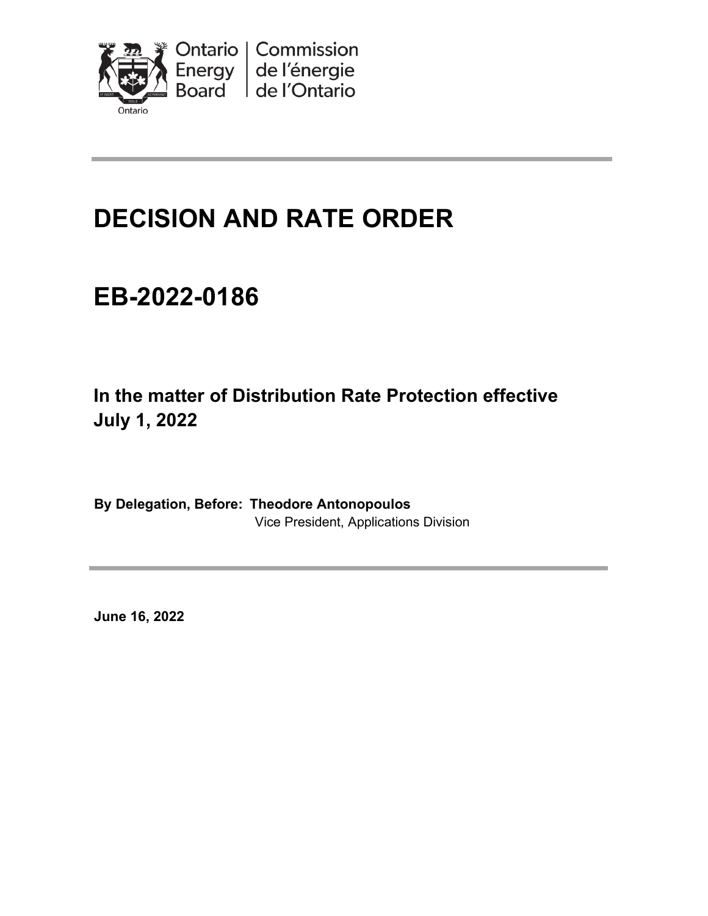Ontario Energy Board | Commission de l'énergie de l'Ontario

# DECISION AND RATE ORDER

# EB-2022-0186

## In the matter of Distribution Rate Protection effective July 1, 2022

**By Delegation, Before: Theodore Antonopoulos**
Vice President, Applications Division

**June 16, 2022**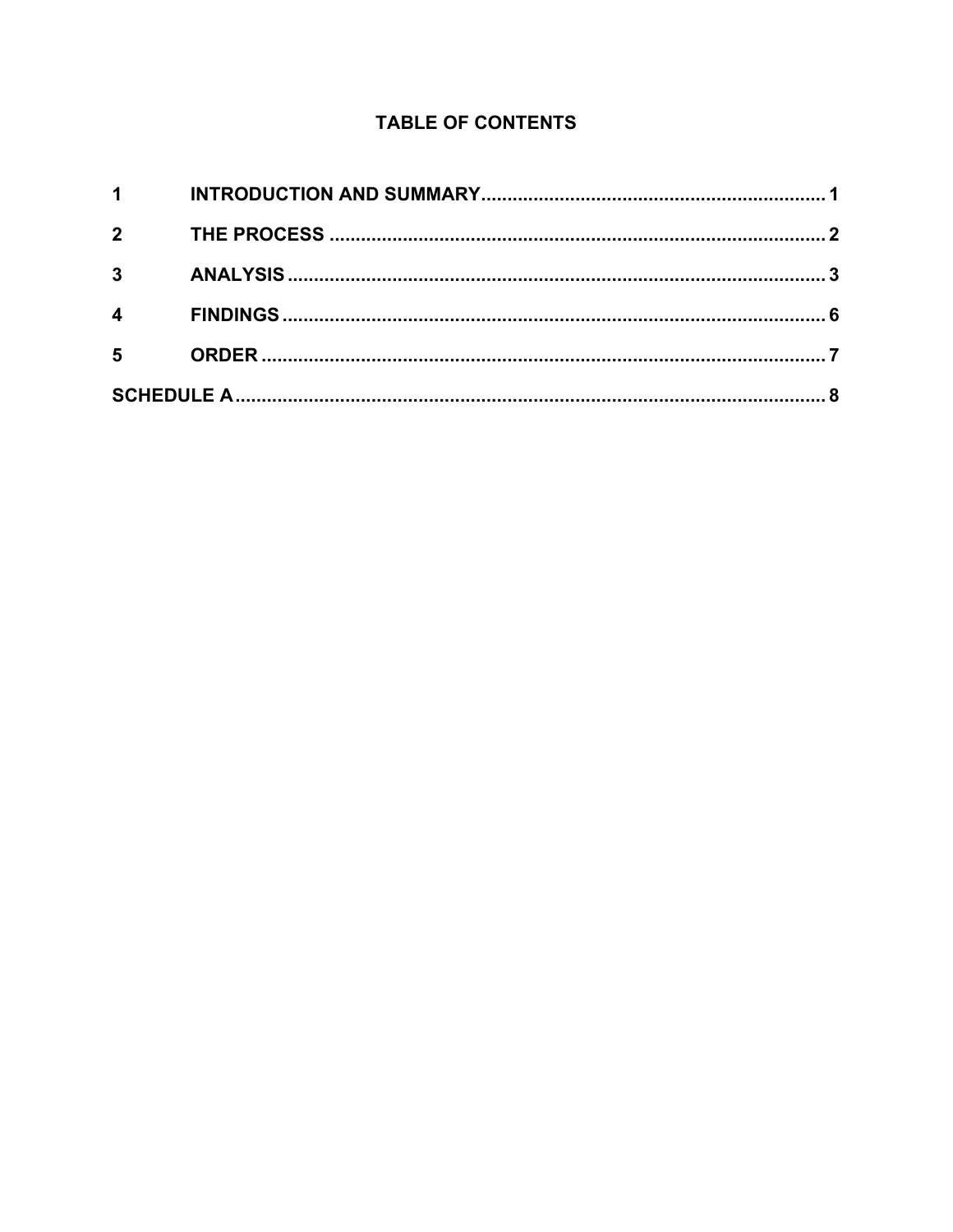## TABLE OF CONTENTS

| | | |
|---|---|---|
| 1 | INTRODUCTION AND SUMMARY | 1 |
| 2 | THE PROCESS | 2 |
| 3 | ANALYSIS | 3 |
| 4 | FINDINGS | 6 |
| 5 | ORDER | 7 |
| SCHEDULE A | | 8 |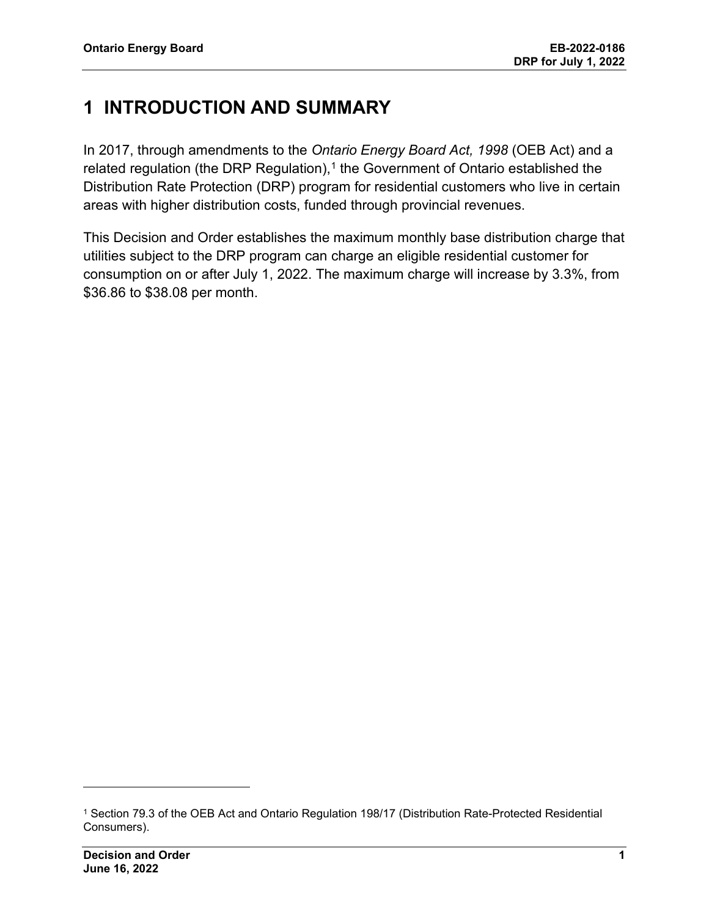# 1 INTRODUCTION AND SUMMARY

In 2017, through amendments to the *Ontario Energy Board Act, 1998* (OEB Act) and a related regulation (the DRP Regulation),[1] the Government of Ontario established the Distribution Rate Protection (DRP) program for residential customers who live in certain areas with higher distribution costs, funded through provincial revenues.

This Decision and Order establishes the maximum monthly base distribution charge that utilities subject to the DRP program can charge an eligible residential customer for consumption on or after July 1, 2022. The maximum charge will increase by 3.3%, from $36.86 to $38.08 per month.

---

[1] Section 79.3 of the OEB Act and Ontario Regulation 198/17 (Distribution Rate-Protected Residential Consumers).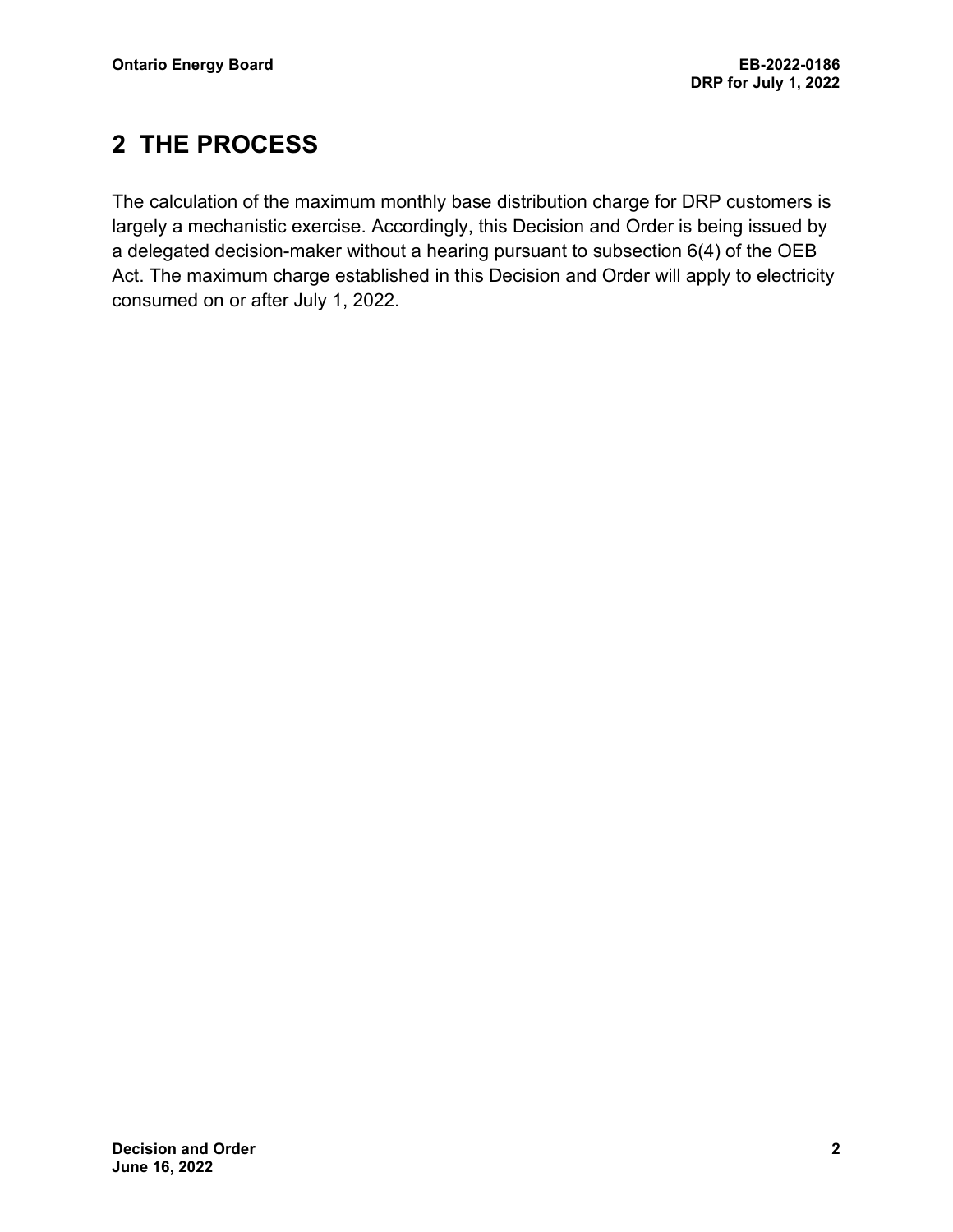# 2 THE PROCESS

The calculation of the maximum monthly base distribution charge for DRP customers is largely a mechanistic exercise. Accordingly, this Decision and Order is being issued by a delegated decision-maker without a hearing pursuant to subsection 6(4) of the OEB Act. The maximum charge established in this Decision and Order will apply to electricity consumed on or after July 1, 2022.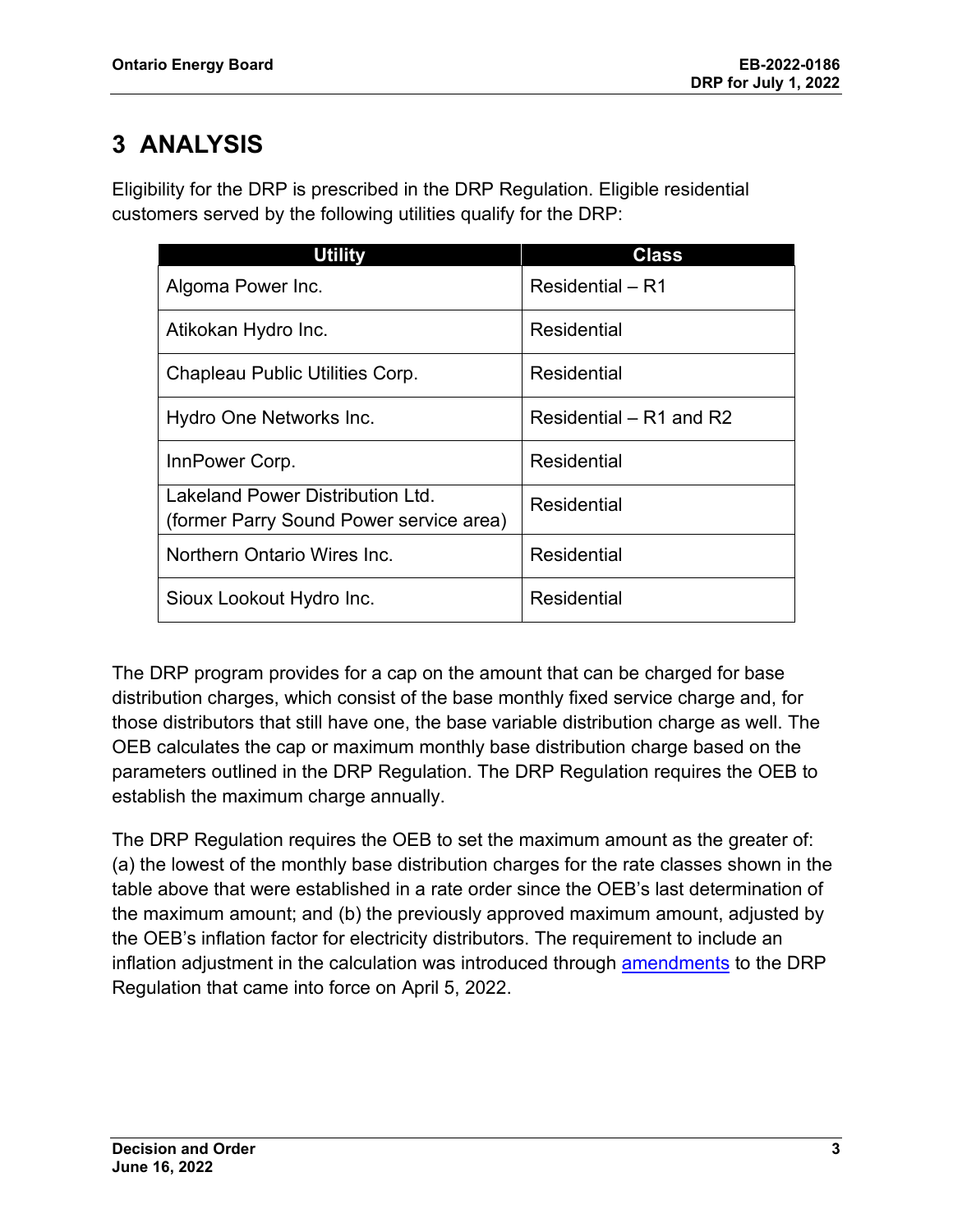# 3 ANALYSIS

Eligibility for the DRP is prescribed in the DRP Regulation. Eligible residential customers served by the following utilities qualify for the DRP:

| Utility | Class |
|---|---|
| Algoma Power Inc. | Residential – R1 |
| Atikokan Hydro Inc. | Residential |
| Chapleau Public Utilities Corp. | Residential |
| Hydro One Networks Inc. | Residential – R1 and R2 |
| InnPower Corp. | Residential |
| Lakeland Power Distribution Ltd. (former Parry Sound Power service area) | Residential |
| Northern Ontario Wires Inc. | Residential |
| Sioux Lookout Hydro Inc. | Residential |

The DRP program provides for a cap on the amount that can be charged for base distribution charges, which consist of the base monthly fixed service charge and, for those distributors that still have one, the base variable distribution charge as well. The OEB calculates the cap or maximum monthly base distribution charge based on the parameters outlined in the DRP Regulation. The DRP Regulation requires the OEB to establish the maximum charge annually.

The DRP Regulation requires the OEB to set the maximum amount as the greater of: (a) the lowest of the monthly base distribution charges for the rate classes shown in the table above that were established in a rate order since the OEB's last determination of the maximum amount; and (b) the previously approved maximum amount, adjusted by the OEB's inflation factor for electricity distributors. The requirement to include an inflation adjustment in the calculation was introduced through amendments to the DRP Regulation that came into force on April 5, 2022.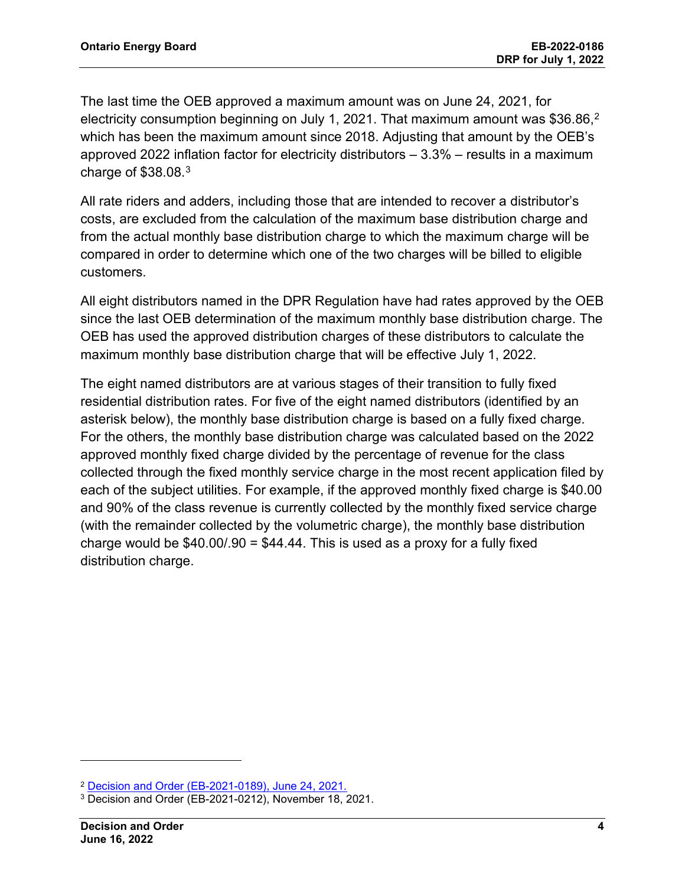The last time the OEB approved a maximum amount was on June 24, 2021, for electricity consumption beginning on July 1, 2021. That maximum amount was $36.86,[2] which has been the maximum amount since 2018. Adjusting that amount by the OEB's approved 2022 inflation factor for electricity distributors – 3.3% – results in a maximum charge of $38.08.[3]

All rate riders and adders, including those that are intended to recover a distributor's costs, are excluded from the calculation of the maximum base distribution charge and from the actual monthly base distribution charge to which the maximum charge will be compared in order to determine which one of the two charges will be billed to eligible customers.

All eight distributors named in the DPR Regulation have had rates approved by the OEB since the last OEB determination of the maximum monthly base distribution charge. The OEB has used the approved distribution charges of these distributors to calculate the maximum monthly base distribution charge that will be effective July 1, 2022.

The eight named distributors are at various stages of their transition to fully fixed residential distribution rates. For five of the eight named distributors (identified by an asterisk below), the monthly base distribution charge is based on a fully fixed charge. For the others, the monthly base distribution charge was calculated based on the 2022 approved monthly fixed charge divided by the percentage of revenue for the class collected through the fixed monthly service charge in the most recent application filed by each of the subject utilities. For example, if the approved monthly fixed charge is $40.00 and 90% of the class revenue is currently collected by the monthly fixed service charge (with the remainder collected by the volumetric charge), the monthly base distribution charge would be $40.00/.90 = $44.44. This is used as a proxy for a fully fixed distribution charge.

[2] Decision and Order (EB-2021-0189), June 24, 2021.

[3] Decision and Order (EB-2021-0212), November 18, 2021.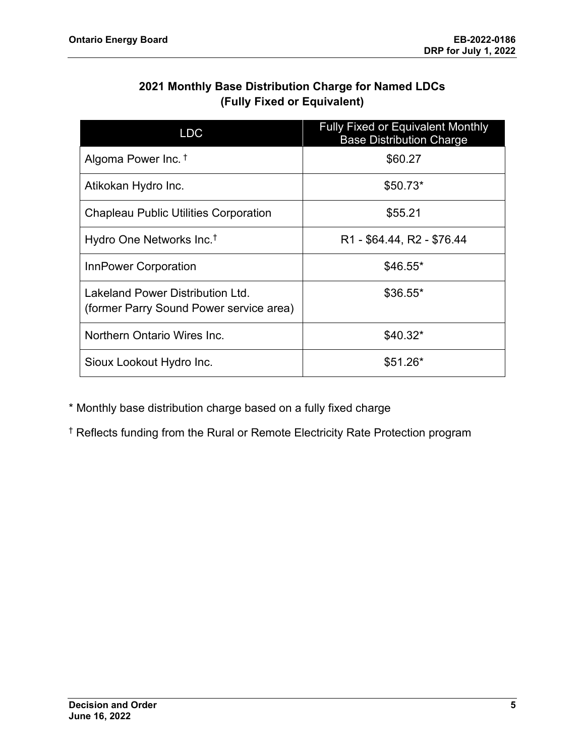## 2021 Monthly Base Distribution Charge for Named LDCs (Fully Fixed or Equivalent)

| LDC | Fully Fixed or Equivalent Monthly Base Distribution Charge |
|---|---|
| Algoma Power Inc. † | $60.27 |
| Atikokan Hydro Inc. | $50.73* |
| Chapleau Public Utilities Corporation | $55.21 |
| Hydro One Networks Inc.† | R1 - $64.44, R2 - $76.44 |
| InnPower Corporation | $46.55* |
| Lakeland Power Distribution Ltd. (former Parry Sound Power service area) | $36.55* |
| Northern Ontario Wires Inc. | $40.32* |
| Sioux Lookout Hydro Inc. | $51.26* |

* Monthly base distribution charge based on a fully fixed charge

† Reflects funding from the Rural or Remote Electricity Rate Protection program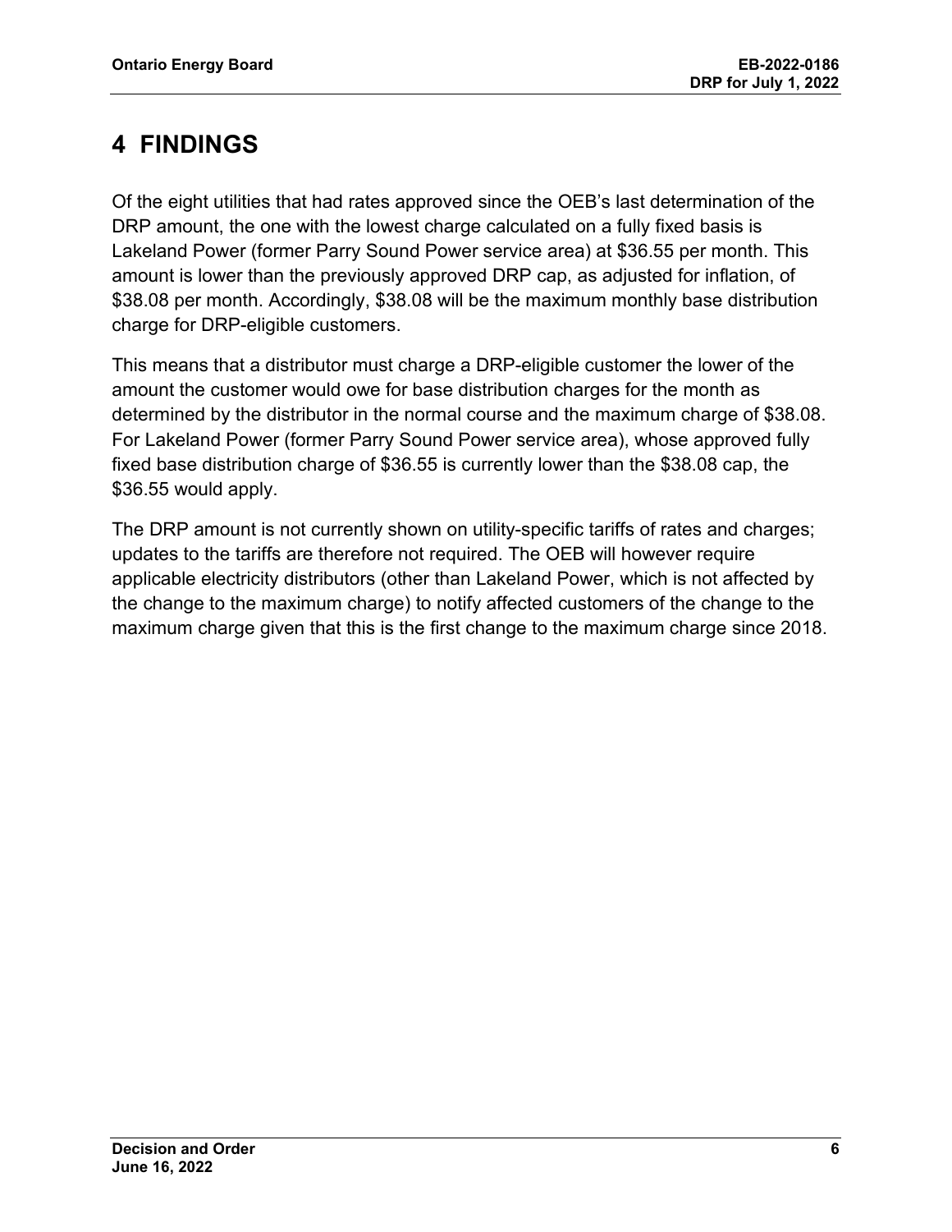# 4 FINDINGS

Of the eight utilities that had rates approved since the OEB's last determination of the DRP amount, the one with the lowest charge calculated on a fully fixed basis is Lakeland Power (former Parry Sound Power service area) at $36.55 per month. This amount is lower than the previously approved DRP cap, as adjusted for inflation, of $38.08 per month. Accordingly, $38.08 will be the maximum monthly base distribution charge for DRP-eligible customers.

This means that a distributor must charge a DRP-eligible customer the lower of the amount the customer would owe for base distribution charges for the month as determined by the distributor in the normal course and the maximum charge of $38.08. For Lakeland Power (former Parry Sound Power service area), whose approved fully fixed base distribution charge of $36.55 is currently lower than the $38.08 cap, the $36.55 would apply.

The DRP amount is not currently shown on utility-specific tariffs of rates and charges; updates to the tariffs are therefore not required. The OEB will however require applicable electricity distributors (other than Lakeland Power, which is not affected by the change to the maximum charge) to notify affected customers of the change to the maximum charge given that this is the first change to the maximum charge since 2018.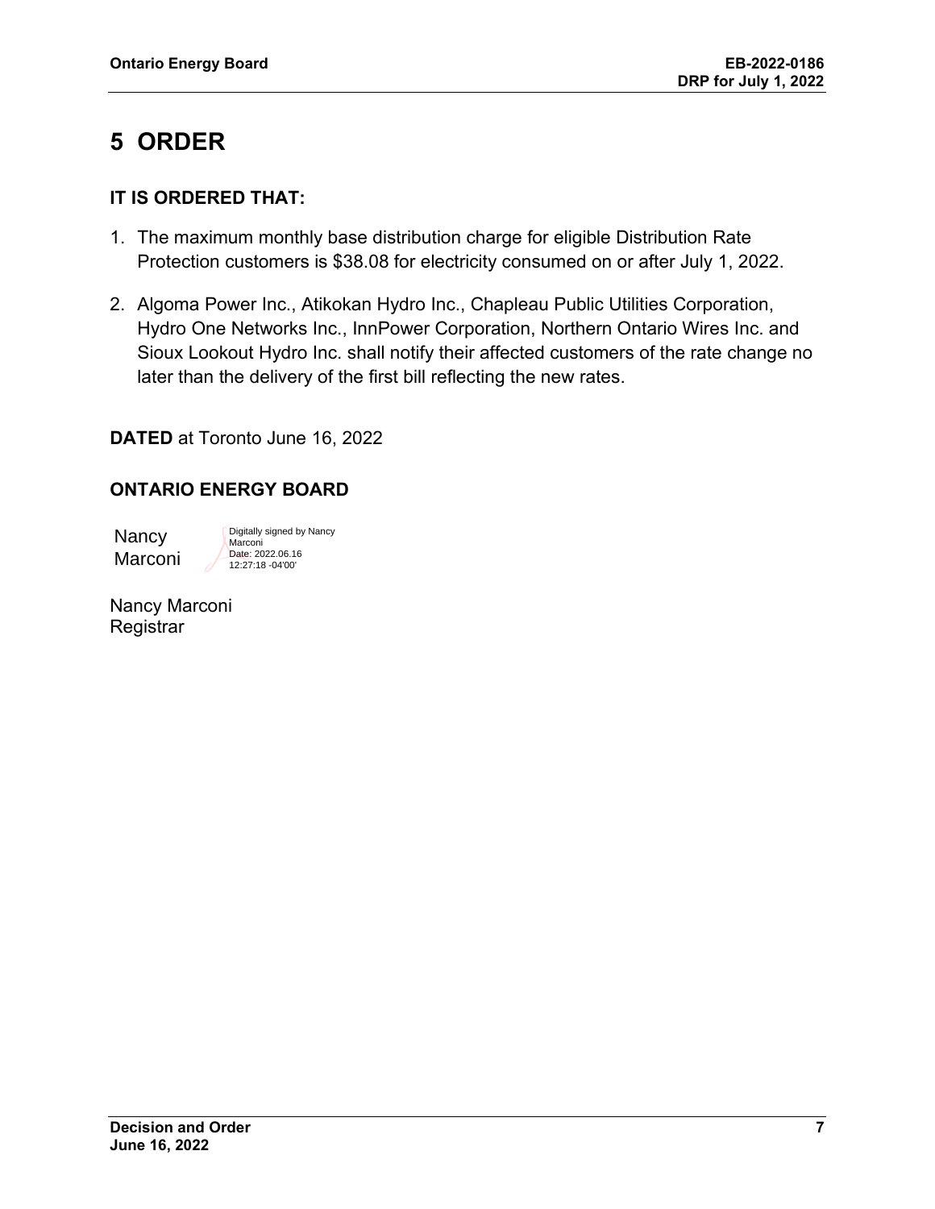# 5 ORDER

**IT IS ORDERED THAT:**

1. The maximum monthly base distribution charge for eligible Distribution Rate Protection customers is $38.08 for electricity consumed on or after July 1, 2022.

2. Algoma Power Inc., Atikokan Hydro Inc., Chapleau Public Utilities Corporation, Hydro One Networks Inc., InnPower Corporation, Northern Ontario Wires Inc. and Sioux Lookout Hydro Inc. shall notify their affected customers of the rate change no later than the delivery of the first bill reflecting the new rates.

**DATED** at Toronto June 16, 2022

**ONTARIO ENERGY BOARD**

Nancy Marconi

Digitally signed by Nancy Marconi
Date: 2022.06.16 12:27:18 -04'00'

Nancy Marconi
Registrar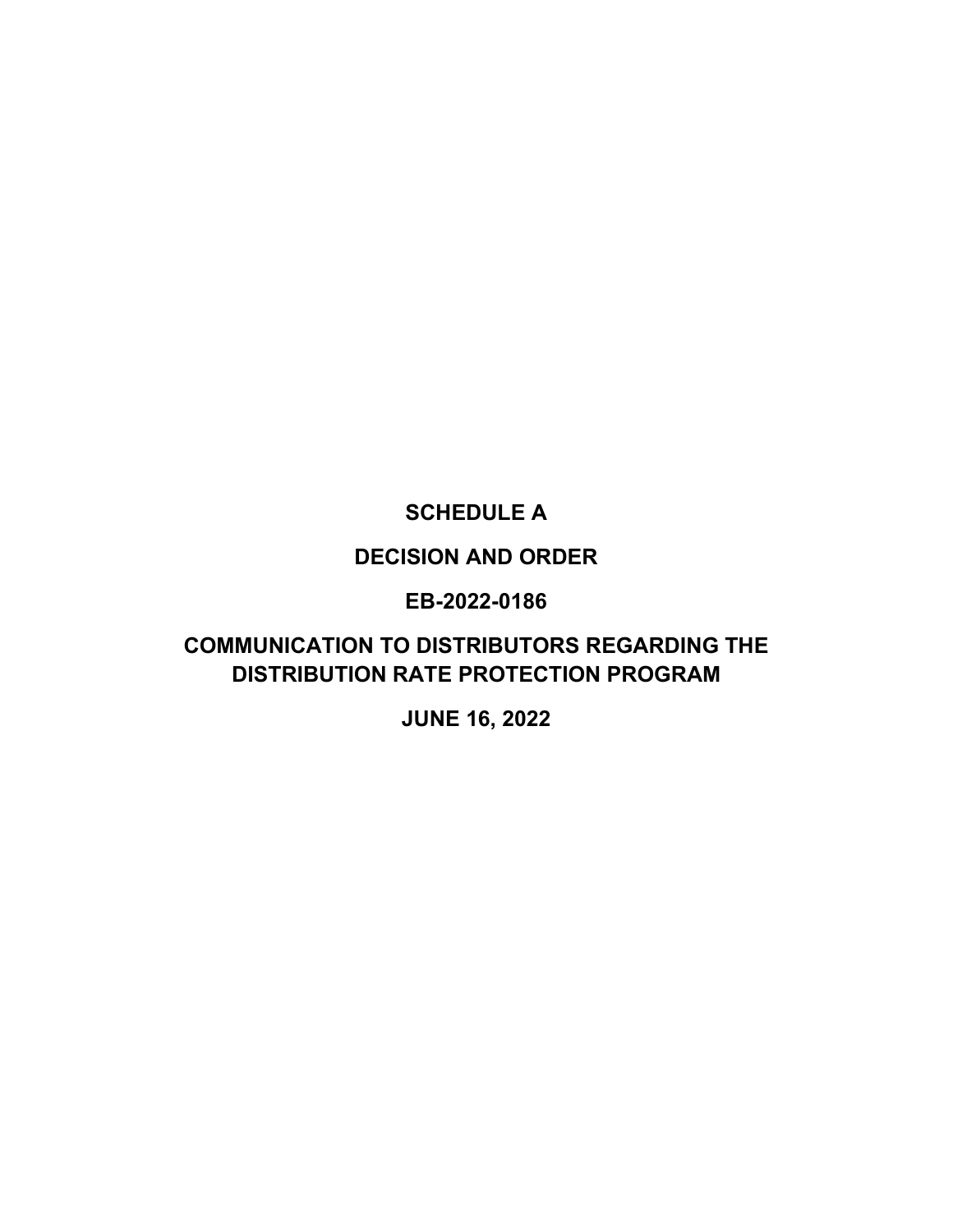**SCHEDULE A**

**DECISION AND ORDER**

**EB-2022-0186**

**COMMUNICATION TO DISTRIBUTORS REGARDING THE DISTRIBUTION RATE PROTECTION PROGRAM**

**JUNE 16, 2022**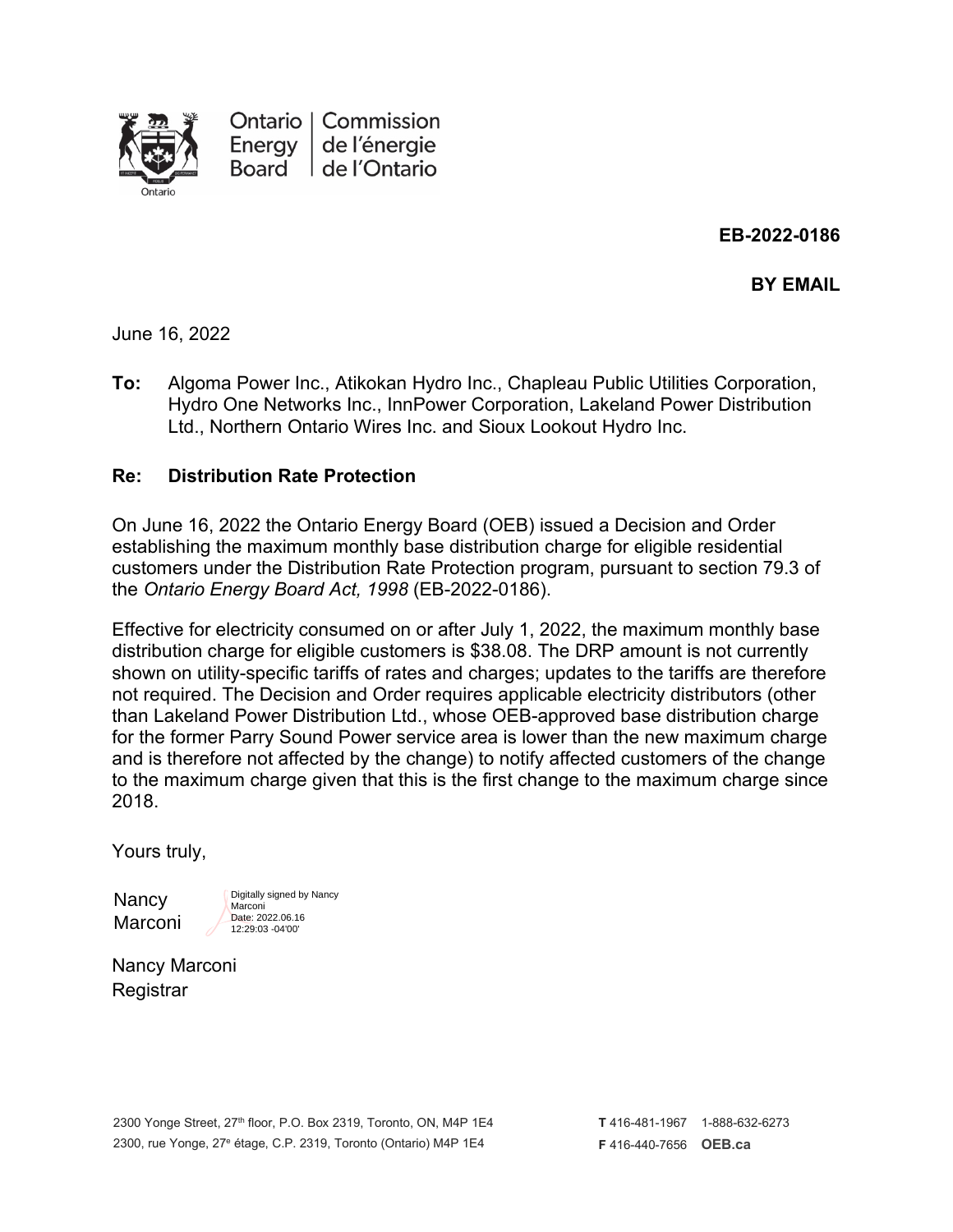Ontario Energy Board | Commission de l'énergie de l'Ontario

**EB-2022-0186**

**BY EMAIL**

June 16, 2022

**To:** Algoma Power Inc., Atikokan Hydro Inc., Chapleau Public Utilities Corporation, Hydro One Networks Inc., InnPower Corporation, Lakeland Power Distribution Ltd., Northern Ontario Wires Inc. and Sioux Lookout Hydro Inc.

**Re: Distribution Rate Protection**

On June 16, 2022 the Ontario Energy Board (OEB) issued a Decision and Order establishing the maximum monthly base distribution charge for eligible residential customers under the Distribution Rate Protection program, pursuant to section 79.3 of the *Ontario Energy Board Act, 1998* (EB-2022-0186).

Effective for electricity consumed on or after July 1, 2022, the maximum monthly base distribution charge for eligible customers is $38.08. The DRP amount is not currently shown on utility-specific tariffs of rates and charges; updates to the tariffs are therefore not required. The Decision and Order requires applicable electricity distributors (other than Lakeland Power Distribution Ltd., whose OEB-approved base distribution charge for the former Parry Sound Power service area is lower than the new maximum charge and is therefore not affected by the change) to notify affected customers of the change to the maximum charge given that this is the first change to the maximum charge since 2018.

Yours truly,

Nancy Marconi
Digitally signed by Nancy Marconi
Date: 2022.06.16 12:29:03 -04'00'

Nancy Marconi
Registrar

2300 Yonge Street, 27th floor, P.O. Box 2319, Toronto, ON, M4P 1E4
2300, rue Yonge, 27e étage, C.P. 2319, Toronto (Ontario) M4P 1E4

**T** 416-481-1967 1-888-632-6273
**F** 416-440-7656 **OEB.ca**